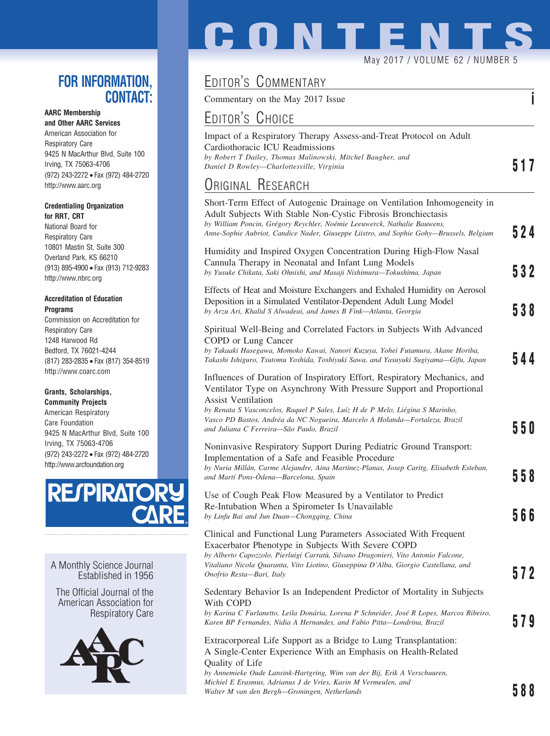# CONTENTS

May 2017 / VOLUME 62 / NUMBER 5

## EDITOR'S COMMENTARY

Commentary on the May 2017 Issue **i**

## EDITOR'S CHOICE

Impact of a Respiratory Therapy Assess-and-Treat Protocol on Adult Cardiothoracic ICU Readmissions
*by Robert T Dailey, Thomas Malinowski, Mitchel Baugher, and Daniel D Rowley—Charlottesville, Virginia* **517**

## ORIGINAL RESEARCH

Short-Term Effect of Autogenic Drainage on Ventilation Inhomogeneity in Adult Subjects With Stable Non-Cystic Fibrosis Bronchiectasis
*by William Poncin, Grégory Reychler, Noémie Leeuwerck, Nathalie Bauwens, Anne-Sophie Aubriot, Candice Nader, Giuseppe Liistro, and Sophie Gohy—Brussels, Belgium* **524**

Humidity and Inspired Oxygen Concentration During High-Flow Nasal Cannula Therapy in Neonatal and Infant Lung Models
*by Yusuke Chikata, Saki Ohnishi, and Masaji Nishimura—Tokushima, Japan* **532**

Effects of Heat and Moisture Exchangers and Exhaled Humidity on Aerosol Deposition in a Simulated Ventilator-Dependent Adult Lung Model
*by Arzu Ari, Khalid S Alwadeai, and James B Fink—Atlanta, Georgia* **538**

Spiritual Well-Being and Correlated Factors in Subjects With Advanced COPD or Lung Cancer
*by Takaaki Hasegawa, Momoko Kawai, Nanori Kuzuya, Yohei Futamura, Akane Horiba, Takashi Ishiguro, Tsutomu Yoshida, Toshiyuki Sawa, and Yasuyuki Sugiyama—Gifu, Japan* **544**

Influences of Duration of Inspiratory Effort, Respiratory Mechanics, and Ventilator Type on Asynchrony With Pressure Support and Proportional Assist Ventilation
*by Renata S Vasconcelos, Raquel P Sales, Luíz H de P Melo, Liégina S Marinho, Vasco PD Bastos, Andréa da NC Nogueira, Marcelo A Holanda—Fortaleza, Brazil and Juliana C Ferreira—São Paulo, Brazil* **550**

Noninvasive Respiratory Support During Pediatric Ground Transport: Implementation of a Safe and Feasible Procedure
*by Nuria Millán, Carme Alejandre, Aina Martinez-Planas, Josep Caritg, Elisabeth Esteban, and Martí Pons-Òdena—Barcelona, Spain* **558**

Use of Cough Peak Flow Measured by a Ventilator to Predict Re-Intubation When a Spirometer Is Unavailable
*by Linfu Bai and Jun Duan—Chongqing, China* **566**

Clinical and Functional Lung Parameters Associated With Frequent Exacerbator Phenotype in Subjects With Severe COPD
*by Alberto Capozzolo, Pierluigi Carratù, Silvano Dragonieri, Vito Antonio Falcone, Vitaliano Nicola Quaranta, Vito Liotino, Giuseppina D'Alba, Giorgio Castellana, and Onofrio Resta—Bari, Italy* **572**

Sedentary Behavior Is an Independent Predictor of Mortality in Subjects With COPD
*by Karina C Furlanetto, Leila Donária, Lorena P Schneider, José R Lopes, Marcos Ribeiro, Karen BP Fernandes, Nidia A Hernandes, and Fabio Pitta—Londrina, Brazil* **579**

Extracorporeal Life Support as a Bridge to Lung Transplantation: A Single-Center Experience With an Emphasis on Health-Related Quality of Life
*by Annemieke Oude Lansink-Hartgring, Wim van der Bij, Erik A Verschuuren, Michiel E Erasmus, Adrianus J de Vries, Karin M Vermeulen, and Walter M van den Bergh—Groningen, Netherlands* **588**

## FOR INFORMATION, CONTACT:

**AARC Membership and Other AARC Services**
American Association for Respiratory Care
9425 N MacArthur Blvd, Suite 100
Irving, TX 75063-4706
(972) 243-2272 • Fax (972) 484-2720
http://www.aarc.org

**Credentialing Organization for RRT, CRT**
National Board for Respiratory Care
10801 Mastin St, Suite 300
Overland Park, KS 66210
(913) 895-4900 • Fax (913) 712-9283
http://www.nbrc.org

**Accreditation of Education Programs**
Commission on Accreditation for Respiratory Care
1248 Harwood Rd
Bedford, TX 76021-4244
(817) 283-2835 • Fax (817) 354-8519
http://www.coarc.com

**Grants, Scholarships, Community Projects**
American Respiratory Care Foundation
9425 N MacArthur Blvd, Suite 100
Irving, TX 75063-4706
(972) 243-2272 • Fax (972) 484-2720
http://www.arcfoundation.org

RESPIRATORY CARE

A Monthly Science Journal
Established in 1956

The Official Journal of the American Association for Respiratory Care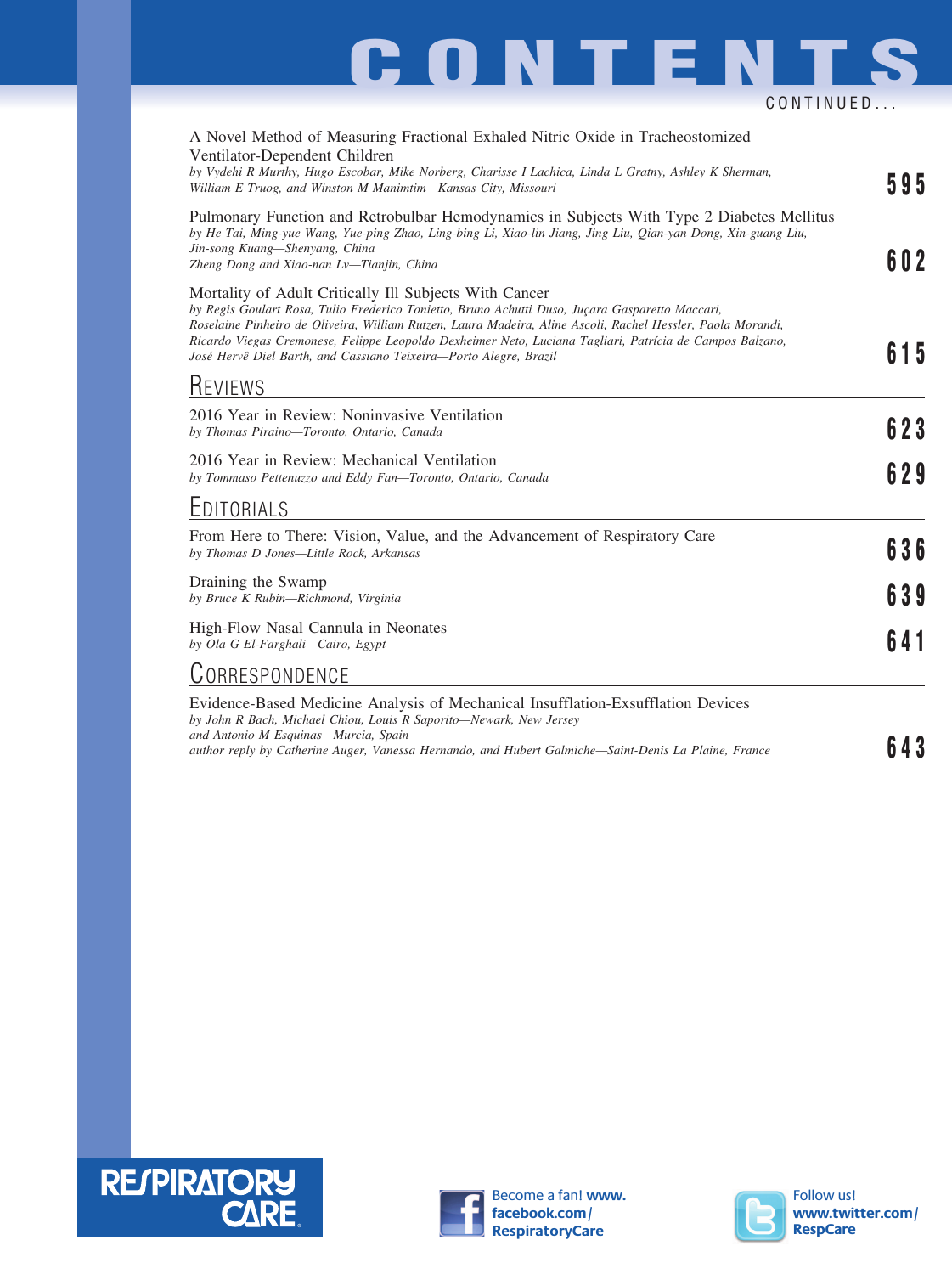# CONTENTS

CONTINUED...

A Novel Method of Measuring Fractional Exhaled Nitric Oxide in Tracheostomized Ventilator-Dependent Children
*by Vydehi R Murthy, Hugo Escobar, Mike Norberg, Charisse I Lachica, Linda L Gratny, Ashley K Sherman, William E Truog, and Winston M Manimtim—Kansas City, Missouri* **595**

Pulmonary Function and Retrobulbar Hemodynamics in Subjects With Type 2 Diabetes Mellitus
*by He Tai, Ming-yue Wang, Yue-ping Zhao, Ling-bing Li, Xiao-lin Jiang, Jing Liu, Qian-yan Dong, Xin-guang Liu, Jin-song Kuang—Shenyang, China*
*Zheng Dong and Xiao-nan Lv—Tianjin, China* **602**

Mortality of Adult Critically Ill Subjects With Cancer
*by Regis Goulart Rosa, Tulio Frederico Tonietto, Bruno Achutti Duso, Juçara Gasparetto Maccari, Roselaine Pinheiro de Oliveira, William Rutzen, Laura Madeira, Aline Ascoli, Rachel Hessler, Paola Morandi, Ricardo Viegas Cremonese, Felippe Leopoldo Dexheimer Neto, Luciana Tagliari, Patrícia de Campos Balzano, José Hervê Diel Barth, and Cassiano Teixeira—Porto Alegre, Brazil* **615**

## Reviews

2016 Year in Review: Noninvasive Ventilation
*by Thomas Piraino—Toronto, Ontario, Canada* **623**

2016 Year in Review: Mechanical Ventilation
*by Tommaso Pettenuzzo and Eddy Fan—Toronto, Ontario, Canada* **629**

## Editorials

From Here to There: Vision, Value, and the Advancement of Respiratory Care
*by Thomas D Jones—Little Rock, Arkansas* **636**

Draining the Swamp
*by Bruce K Rubin—Richmond, Virginia* **639**

High-Flow Nasal Cannula in Neonates
*by Ola G El-Farghali—Cairo, Egypt* **641**

## Correspondence

Evidence-Based Medicine Analysis of Mechanical Insufflation-Exsufflation Devices
*by John R Bach, Michael Chiou, Louis R Saporito—Newark, New Jersey*
*and Antonio M Esquinas—Murcia, Spain*
*author reply by Catherine Auger, Vanessa Hernando, and Hubert Galmiche—Saint-Denis La Plaine, France* **643**

Become a fan! www.facebook.com/RespiratoryCare

Follow us! www.twitter.com/RespCare